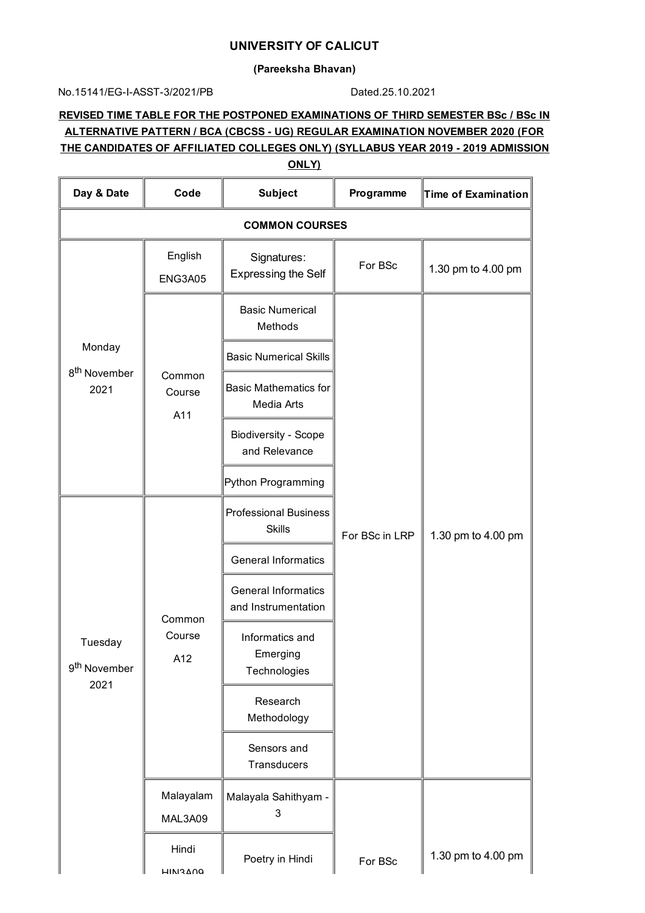# UNIVERSITY OF CALICUT

**(Pareeksha Bhavan)**

No.15141/EG-I-ASST-3/2021/PB Dated.25.10.2021

**REVISED TIME TABLE FOR THE POSTPONED EXAMINATIONS OF THIRD SEMESTER BSc / BSc IN ALTERNATIVE PATTERN / BCA (CBCSS - UG) REGULAR EXAMINATION NOVEMBER 2020 (FOR THE CANDIDATES OF AFFILIATED COLLEGES ONLY) (SYLLABUS YEAR 2019 - 2019 ADMISSION ONLY)**

| Day & Date | Code | Subject | Programme | Time of Examination |
|---|---|---|---|---|
| **COMMON COURSES** | | | | |
| Monday 8th November 2021 | English ENG3A05 | Signatures: Expressing the Self | For BSc | 1.30 pm to 4.00 pm |
| | Common Course A11 | Basic Numerical Methods | For BSc in LRP | 1.30 pm to 4.00 pm |
| | | Basic Numerical Skills | | |
| | | Basic Mathematics for Media Arts | | |
| | | Biodiversity - Scope and Relevance | | |
| | | Python Programming | | |
| Tuesday 9th November 2021 | Common Course A12 | Professional Business Skills | | |
| | | General Informatics | | |
| | | General Informatics and Instrumentation | | |
| | | Informatics and Emerging Technologies | | |
| | | Research Methodology | | |
| | | Sensors and Transducers | | |
| | Malayalam MAL3A09 | Malayala Sahithyam - 3 | For BSc | 1.30 pm to 4.00 pm |
| | Hindi HIN3A09 | Poetry in Hindi | | |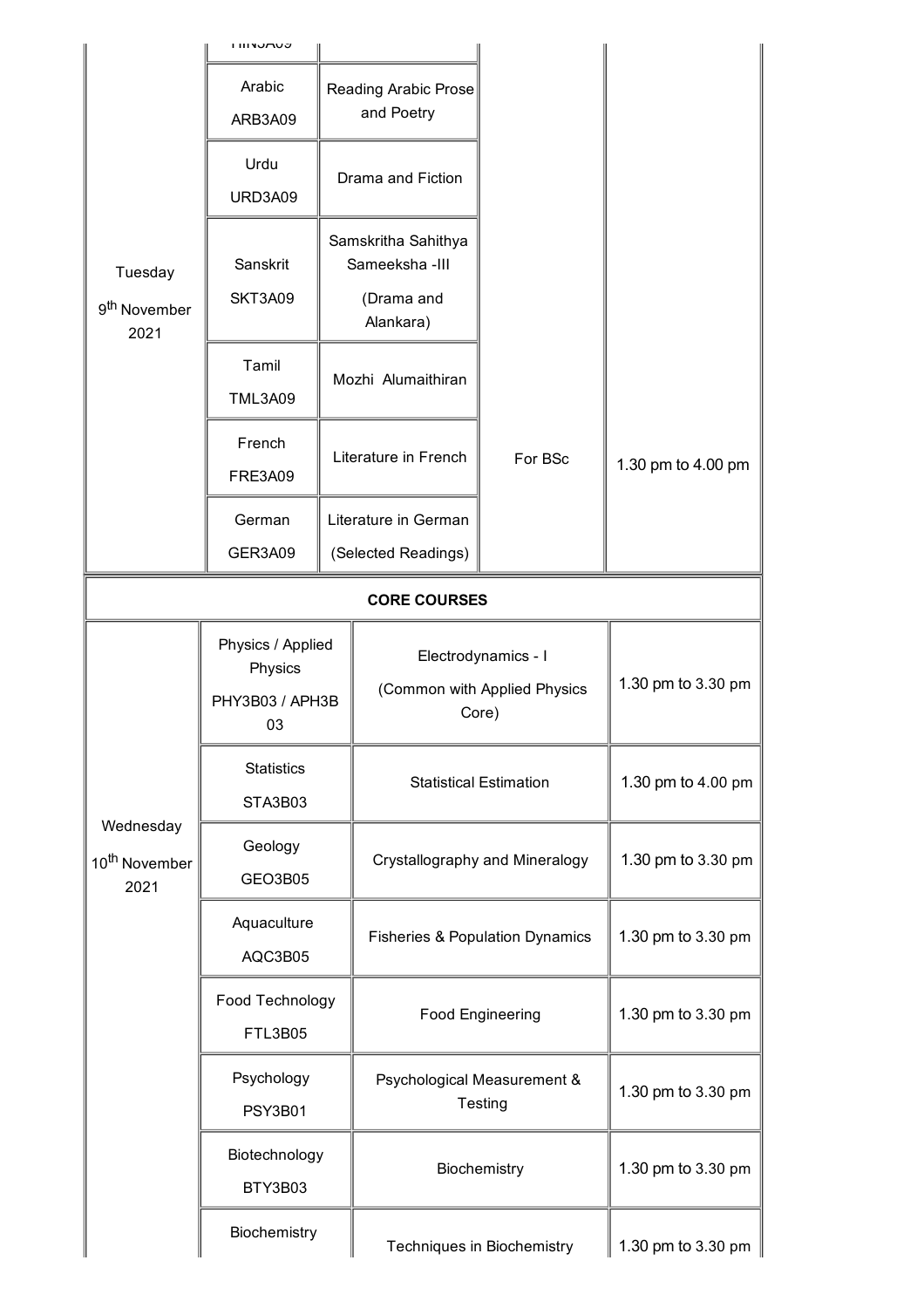| | | | | |
|---|---|---|---|---|
| Tuesday 9th November 2021 | HIN3A09 | | For BSc | 1.30 pm to 4.00 pm |
| | Arabic ARB3A09 | Reading Arabic Prose and Poetry | | |
| | Urdu URD3A09 | Drama and Fiction | | |
| | Sanskrit SKT3A09 | Samskritha Sahithya Sameeksha -III (Drama and Alankara) | | |
| | Tamil TML3A09 | Mozhi Alumaithiran | | |
| | French FRE3A09 | Literature in French | | |
| | German GER3A09 | Literature in German (Selected Readings) | | |

**CORE COURSES**

| | | | |
|---|---|---|---|
| Wednesday 10th November 2021 | Physics / Applied Physics PHY3B03 / APH3B03 | Electrodynamics - I (Common with Applied Physics Core) | 1.30 pm to 3.30 pm |
| | Statistics STA3B03 | Statistical Estimation | 1.30 pm to 4.00 pm |
| | Geology GEO3B05 | Crystallography and Mineralogy | 1.30 pm to 3.30 pm |
| | Aquaculture AQC3B05 | Fisheries & Population Dynamics | 1.30 pm to 3.30 pm |
| | Food Technology FTL3B05 | Food Engineering | 1.30 pm to 3.30 pm |
| | Psychology PSY3B01 | Psychological Measurement & Testing | 1.30 pm to 3.30 pm |
| | Biotechnology BTY3B03 | Biochemistry | 1.30 pm to 3.30 pm |
| | Biochemistry | Techniques in Biochemistry | 1.30 pm to 3.30 pm |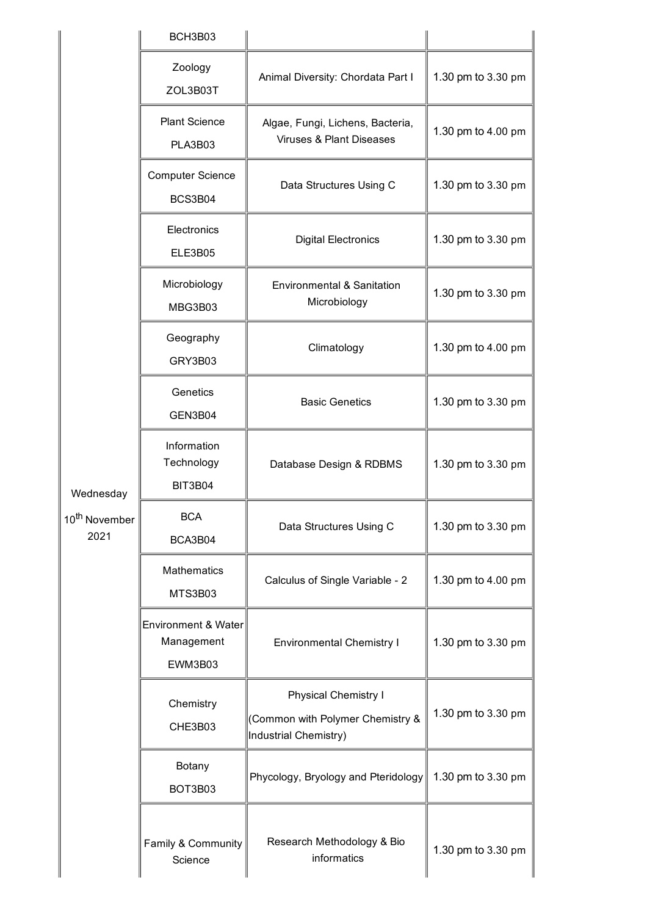| | | | |
|---|---|---|---|
| | BCH3B03 | | |
| Wednesday 10th November 2021 | Zoology ZOL3B03T | Animal Diversity: Chordata Part I | 1.30 pm to 3.30 pm |
| | Plant Science PLA3B03 | Algae, Fungi, Lichens, Bacteria, Viruses & Plant Diseases | 1.30 pm to 4.00 pm |
| | Computer Science BCS3B04 | Data Structures Using C | 1.30 pm to 3.30 pm |
| | Electronics ELE3B05 | Digital Electronics | 1.30 pm to 3.30 pm |
| | Microbiology MBG3B03 | Environmental & Sanitation Microbiology | 1.30 pm to 3.30 pm |
| | Geography GRY3B03 | Climatology | 1.30 pm to 4.00 pm |
| | Genetics GEN3B04 | Basic Genetics | 1.30 pm to 3.30 pm |
| | Information Technology BIT3B04 | Database Design & RDBMS | 1.30 pm to 3.30 pm |
| | BCA BCA3B04 | Data Structures Using C | 1.30 pm to 3.30 pm |
| | Mathematics MTS3B03 | Calculus of Single Variable - 2 | 1.30 pm to 4.00 pm |
| | Environment & Water Management EWM3B03 | Environmental Chemistry I | 1.30 pm to 3.30 pm |
| | Chemistry CHE3B03 | Physical Chemistry I (Common with Polymer Chemistry & Industrial Chemistry) | 1.30 pm to 3.30 pm |
| | Botany BOT3B03 | Phycology, Bryology and Pteridology | 1.30 pm to 3.30 pm |
| | Family & Community Science | Research Methodology & Bio informatics | 1.30 pm to 3.30 pm |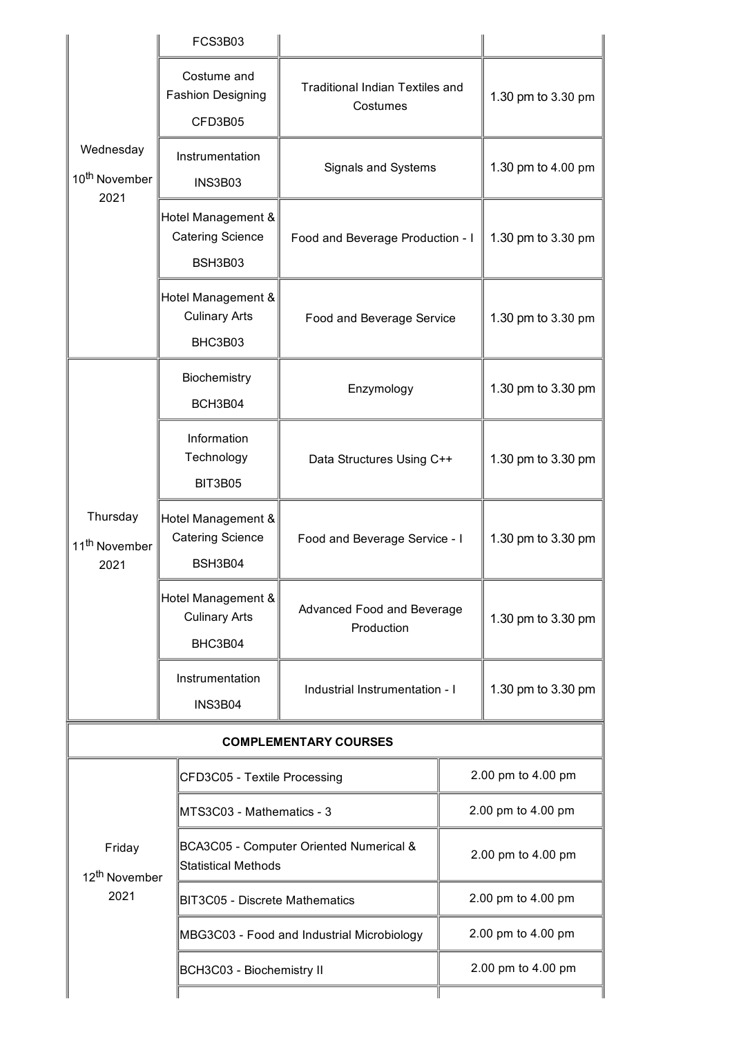| | | | |
|---|---|---|---|
| | FCS3B03 | | |
| Wednesday 10th November 2021 | Costume and Fashion Designing CFD3B05 | Traditional Indian Textiles and Costumes | 1.30 pm to 3.30 pm |
| | Instrumentation INS3B03 | Signals and Systems | 1.30 pm to 4.00 pm |
| | Hotel Management & Catering Science BSH3B03 | Food and Beverage Production - I | 1.30 pm to 3.30 pm |
| | Hotel Management & Culinary Arts BHC3B03 | Food and Beverage Service | 1.30 pm to 3.30 pm |
| Thursday 11th November 2021 | Biochemistry BCH3B04 | Enzymology | 1.30 pm to 3.30 pm |
| | Information Technology BIT3B05 | Data Structures Using C++ | 1.30 pm to 3.30 pm |
| | Hotel Management & Catering Science BSH3B04 | Food and Beverage Service - I | 1.30 pm to 3.30 pm |
| | Hotel Management & Culinary Arts BHC3B04 | Advanced Food and Beverage Production | 1.30 pm to 3.30 pm |
| | Instrumentation INS3B04 | Industrial Instrumentation - I | 1.30 pm to 3.30 pm |

**COMPLEMENTARY COURSES**

| | | |
|---|---|---|
| Friday 12th November 2021 | CFD3C05 - Textile Processing | 2.00 pm to 4.00 pm |
| | MTS3C03 - Mathematics - 3 | 2.00 pm to 4.00 pm |
| | BCA3C05 - Computer Oriented Numerical & Statistical Methods | 2.00 pm to 4.00 pm |
| | BIT3C05 - Discrete Mathematics | 2.00 pm to 4.00 pm |
| | MBG3C03 - Food and Industrial Microbiology | 2.00 pm to 4.00 pm |
| | BCH3C03 - Biochemistry II | 2.00 pm to 4.00 pm |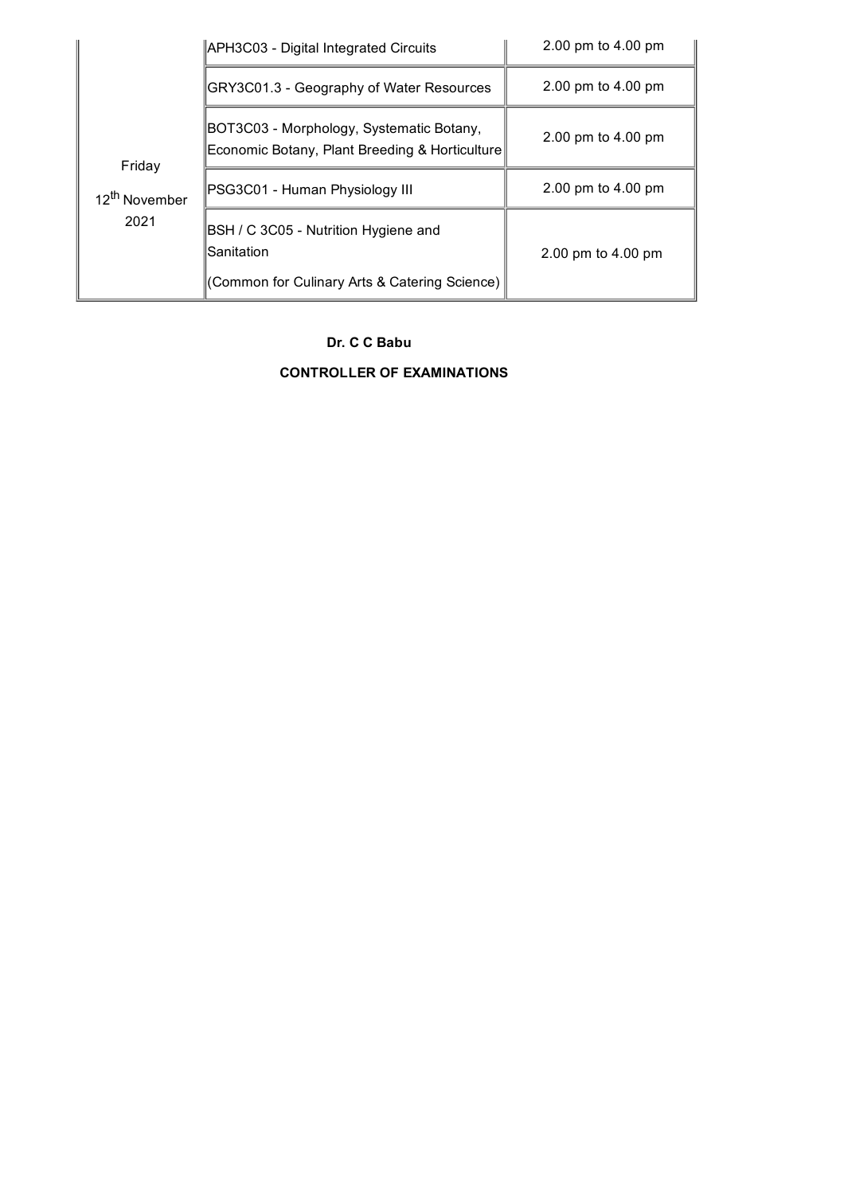| | | |
|---|---|---|
| Friday 12th November 2021 | APH3C03 - Digital Integrated Circuits | 2.00 pm to 4.00 pm |
| | GRY3C01.3 - Geography of Water Resources | 2.00 pm to 4.00 pm |
| | BOT3C03 - Morphology, Systematic Botany, Economic Botany, Plant Breeding & Horticulture | 2.00 pm to 4.00 pm |
| | PSG3C01 - Human Physiology III | 2.00 pm to 4.00 pm |
| | BSH / C 3C05 - Nutrition Hygiene and Sanitation (Common for Culinary Arts & Catering Science) | 2.00 pm to 4.00 pm |

**Dr. C C Babu**

**CONTROLLER OF EXAMINATIONS**